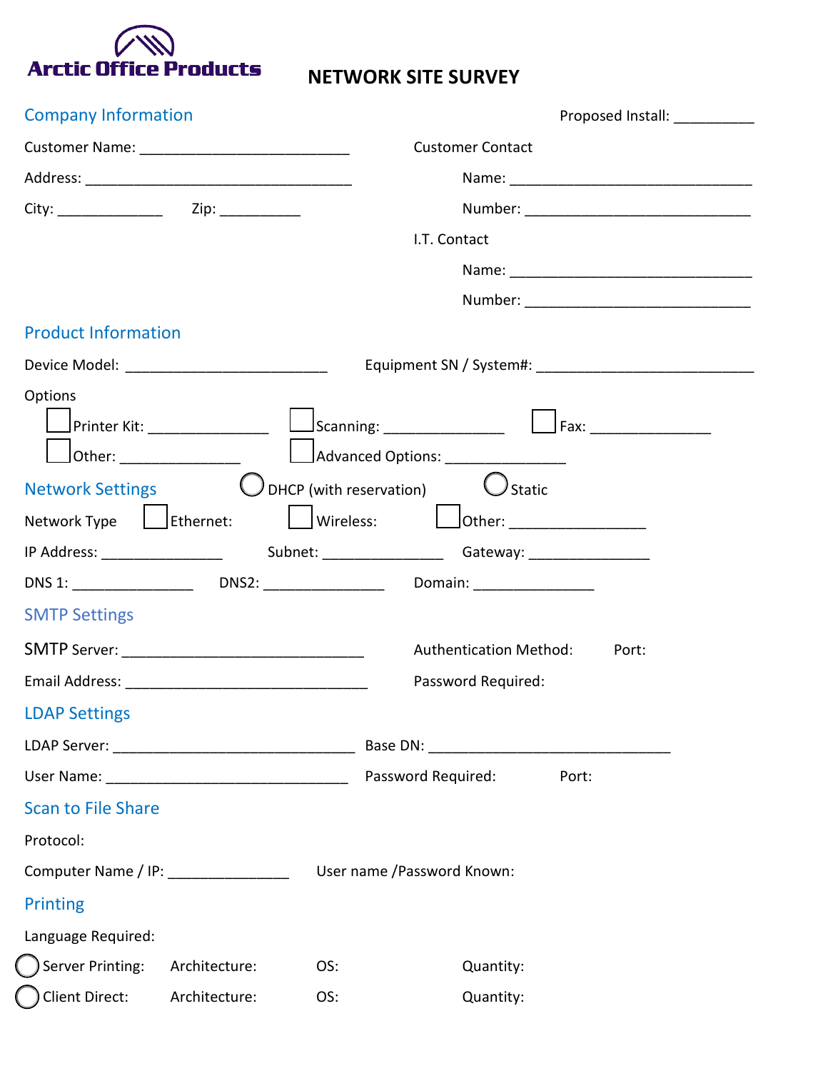**Arctic Office Products**

# NETWORK SITE SURVEY

## Company Information

Proposed Install: __________

Customer Name: _________________________

Address: ________________________________

City: _____________ Zip: __________

Customer Contact

Name: _____________________________

Number: ___________________________

I.T. Contact

Name: _____________________________

Number: ___________________________

## Product Information

Device Model: ________________________

Equipment SN / System#: ___________________________

Options

- ☐ Printer Kit: ______________
- ☐ Scanning: ______________
- ☐ Fax: ______________
- ☐ Other: ______________
- ☐ Advanced Options: ______________

## Network Settings

○ DHCP (with reservation) ○ Static

Network Type ☐ Ethernet: ☐ Wireless: ☐ Other: ________________

IP Address: ______________ Subnet: ______________ Gateway: ______________

DNS 1: ______________ DNS2: ______________ Domain: ______________

## SMTP Settings

SMTP Server: ______________________________

Authentication Method: Port:

Email Address: ______________________________

Password Required:

## LDAP Settings

LDAP Server: ______________________________

Base DN: ______________________________

User Name: ______________________________

Password Required: Port:

## Scan to File Share

Protocol:

Computer Name / IP: ______________

User name /Password Known:

## Printing

Language Required:

○ Server Printing: Architecture: OS: Quantity:

○ Client Direct: Architecture: OS: Quantity: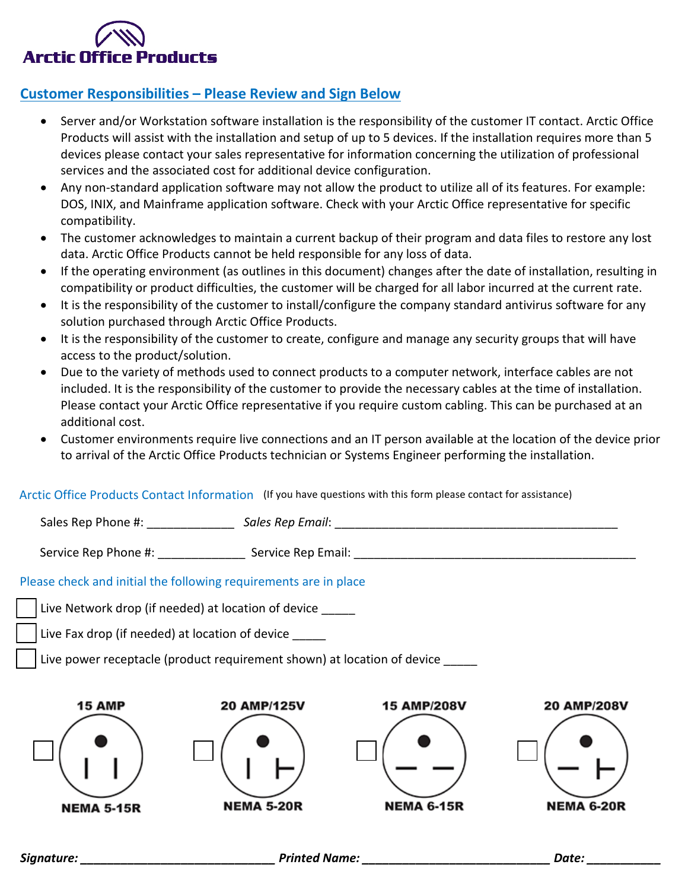**Arctic Office Products**

## Customer Responsibilities – Please Review and Sign Below

- Server and/or Workstation software installation is the responsibility of the customer IT contact. Arctic Office Products will assist with the installation and setup of up to 5 devices. If the installation requires more than 5 devices please contact your sales representative for information concerning the utilization of professional services and the associated cost for additional device configuration.
- Any non-standard application software may not allow the product to utilize all of its features. For example: DOS, INIX, and Mainframe application software. Check with your Arctic Office representative for specific compatibility.
- The customer acknowledges to maintain a current backup of their program and data files to restore any lost data. Arctic Office Products cannot be held responsible for any loss of data.
- If the operating environment (as outlines in this document) changes after the date of installation, resulting in compatibility or product difficulties, the customer will be charged for all labor incurred at the current rate.
- It is the responsibility of the customer to install/configure the company standard antivirus software for any solution purchased through Arctic Office Products.
- It is the responsibility of the customer to create, configure and manage any security groups that will have access to the product/solution.
- Due to the variety of methods used to connect products to a computer network, interface cables are not included. It is the responsibility of the customer to provide the necessary cables at the time of installation. Please contact your Arctic Office representative if you require custom cabling. This can be purchased at an additional cost.
- Customer environments require live connections and an IT person available at the location of the device prior to arrival of the Arctic Office Products technician or Systems Engineer performing the installation.

Arctic Office Products Contact Information (If you have questions with this form please contact for assistance)

Sales Rep Phone #: _____________ *Sales Rep Email*: ____________________________________________

Service Rep Phone #: _____________ Service Rep Email: ____________________________________________

Please check and initial the following requirements are in place

☐ Live Network drop (if needed) at location of device _____

☐ Live Fax drop (if needed) at location of device _____

☐ Live power receptacle (product requirement shown) at location of device _____

☐ 15 AMP — NEMA 5-15R

☐ 20 AMP/125V — NEMA 5-20R

☐ 15 AMP/208V — NEMA 6-15R

☐ 20 AMP/208V — NEMA 6-20R

***Signature:*** _____________________________ ***Printed Name:*** ____________________________ ***Date:*** ___________